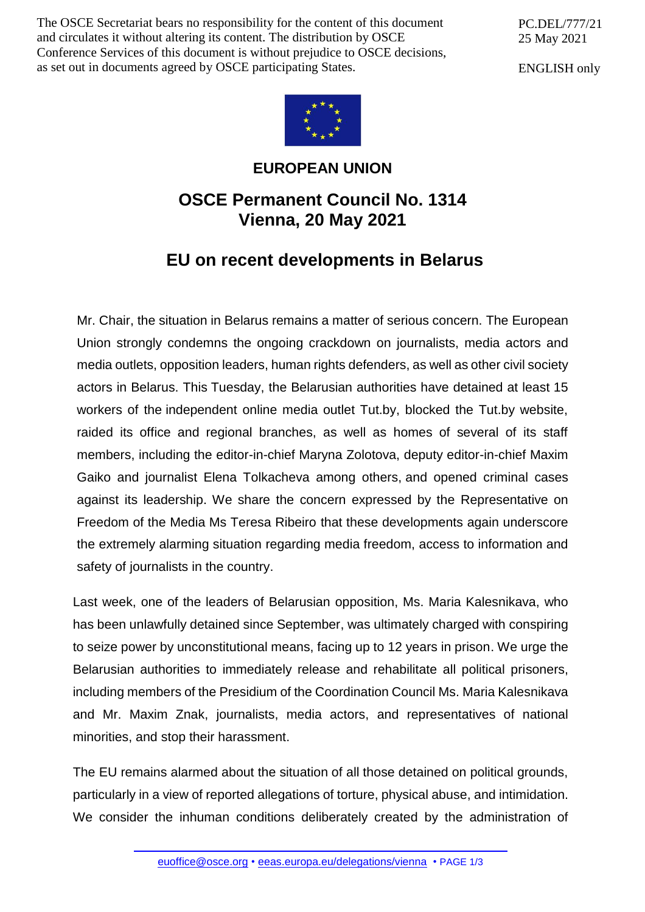The OSCE Secretariat bears no responsibility for the content of this document and circulates it without altering its content. The distribution by OSCE Conference Services of this document is without prejudice to OSCE decisions, as set out in documents agreed by OSCE participating States.

PC.DEL/777/21
25 May 2021

ENGLISH only

**EUROPEAN UNION**

# OSCE Permanent Council No. 1314
# Vienna, 20 May 2021

## EU on recent developments in Belarus

Mr. Chair, the situation in Belarus remains a matter of serious concern. The European Union strongly condemns the ongoing crackdown on journalists, media actors and media outlets, opposition leaders, human rights defenders, as well as other civil society actors in Belarus. This Tuesday, the Belarusian authorities have detained at least 15 workers of the independent online media outlet Tut.by, blocked the Tut.by website, raided its office and regional branches, as well as homes of several of its staff members, including the editor-in-chief Maryna Zolotova, deputy editor-in-chief Maxim Gaiko and journalist Elena Tolkacheva among others, and opened criminal cases against its leadership. We share the concern expressed by the Representative on Freedom of the Media Ms Teresa Ribeiro that these developments again underscore the extremely alarming situation regarding media freedom, access to information and safety of journalists in the country.

Last week, one of the leaders of Belarusian opposition, Ms. Maria Kalesnikava, who has been unlawfully detained since September, was ultimately charged with conspiring to seize power by unconstitutional means, facing up to 12 years in prison. We urge the Belarusian authorities to immediately release and rehabilitate all political prisoners, including members of the Presidium of the Coordination Council Ms. Maria Kalesnikava and Mr. Maxim Znak, journalists, media actors, and representatives of national minorities, and stop their harassment.

The EU remains alarmed about the situation of all those detained on political grounds, particularly in a view of reported allegations of torture, physical abuse, and intimidation. We consider the inhuman conditions deliberately created by the administration of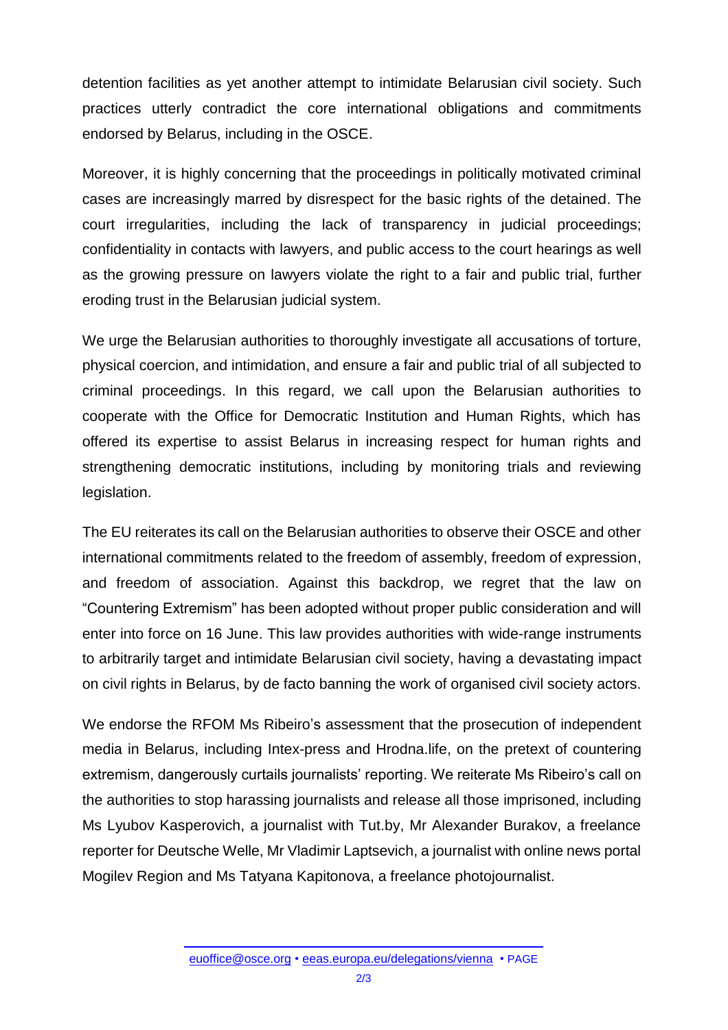detention facilities as yet another attempt to intimidate Belarusian civil society. Such practices utterly contradict the core international obligations and commitments endorsed by Belarus, including in the OSCE.

Moreover, it is highly concerning that the proceedings in politically motivated criminal cases are increasingly marred by disrespect for the basic rights of the detained. The court irregularities, including the lack of transparency in judicial proceedings; confidentiality in contacts with lawyers, and public access to the court hearings as well as the growing pressure on lawyers violate the right to a fair and public trial, further eroding trust in the Belarusian judicial system.

We urge the Belarusian authorities to thoroughly investigate all accusations of torture, physical coercion, and intimidation, and ensure a fair and public trial of all subjected to criminal proceedings. In this regard, we call upon the Belarusian authorities to cooperate with the Office for Democratic Institution and Human Rights, which has offered its expertise to assist Belarus in increasing respect for human rights and strengthening democratic institutions, including by monitoring trials and reviewing legislation.

The EU reiterates its call on the Belarusian authorities to observe their OSCE and other international commitments related to the freedom of assembly, freedom of expression, and freedom of association. Against this backdrop, we regret that the law on “Countering Extremism” has been adopted without proper public consideration and will enter into force on 16 June. This law provides authorities with wide-range instruments to arbitrarily target and intimidate Belarusian civil society, having a devastating impact on civil rights in Belarus, by de facto banning the work of organised civil society actors.

We endorse the RFOM Ms Ribeiro’s assessment that the prosecution of independent media in Belarus, including Intex-press and Hrodna.life, on the pretext of countering extremism, dangerously curtails journalists’ reporting. We reiterate Ms Ribeiro’s call on the authorities to stop harassing journalists and release all those imprisoned, including Ms Lyubov Kasperovich, a journalist with Tut.by, Mr Alexander Burakov, a freelance reporter for Deutsche Welle, Mr Vladimir Laptsevich, a journalist with online news portal Mogilev Region and Ms Tatyana Kapitonova, a freelance photojournalist.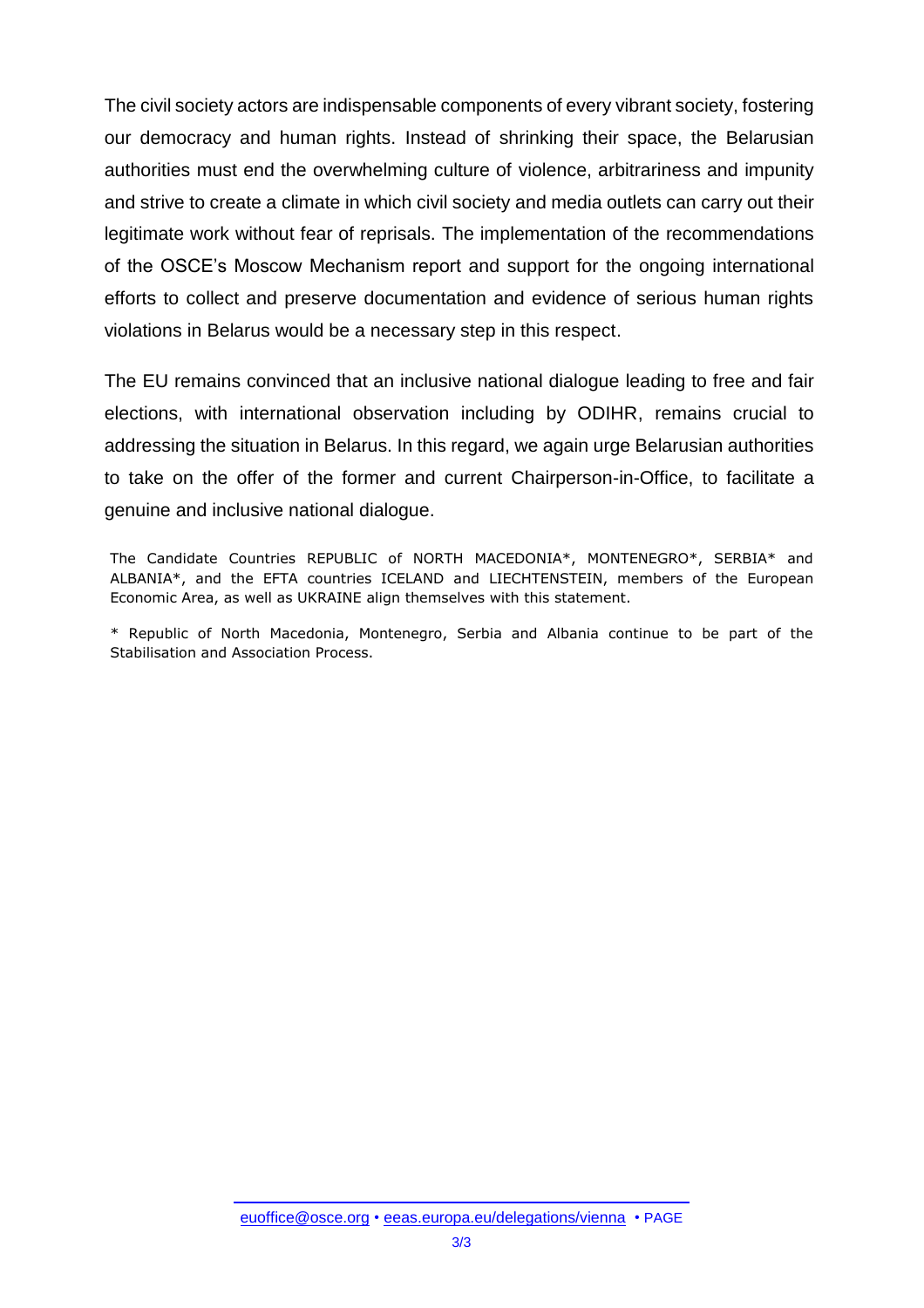The civil society actors are indispensable components of every vibrant society, fostering our democracy and human rights. Instead of shrinking their space, the Belarusian authorities must end the overwhelming culture of violence, arbitrariness and impunity and strive to create a climate in which civil society and media outlets can carry out their legitimate work without fear of reprisals. The implementation of the recommendations of the OSCE's Moscow Mechanism report and support for the ongoing international efforts to collect and preserve documentation and evidence of serious human rights violations in Belarus would be a necessary step in this respect.

The EU remains convinced that an inclusive national dialogue leading to free and fair elections, with international observation including by ODIHR, remains crucial to addressing the situation in Belarus. In this regard, we again urge Belarusian authorities to take on the offer of the former and current Chairperson-in-Office, to facilitate a genuine and inclusive national dialogue.

The Candidate Countries REPUBLIC of NORTH MACEDONIA*, MONTENEGRO*, SERBIA* and ALBANIA*, and the EFTA countries ICELAND and LIECHTENSTEIN, members of the European Economic Area, as well as UKRAINE align themselves with this statement.

* Republic of North Macedonia, Montenegro, Serbia and Albania continue to be part of the Stabilisation and Association Process.